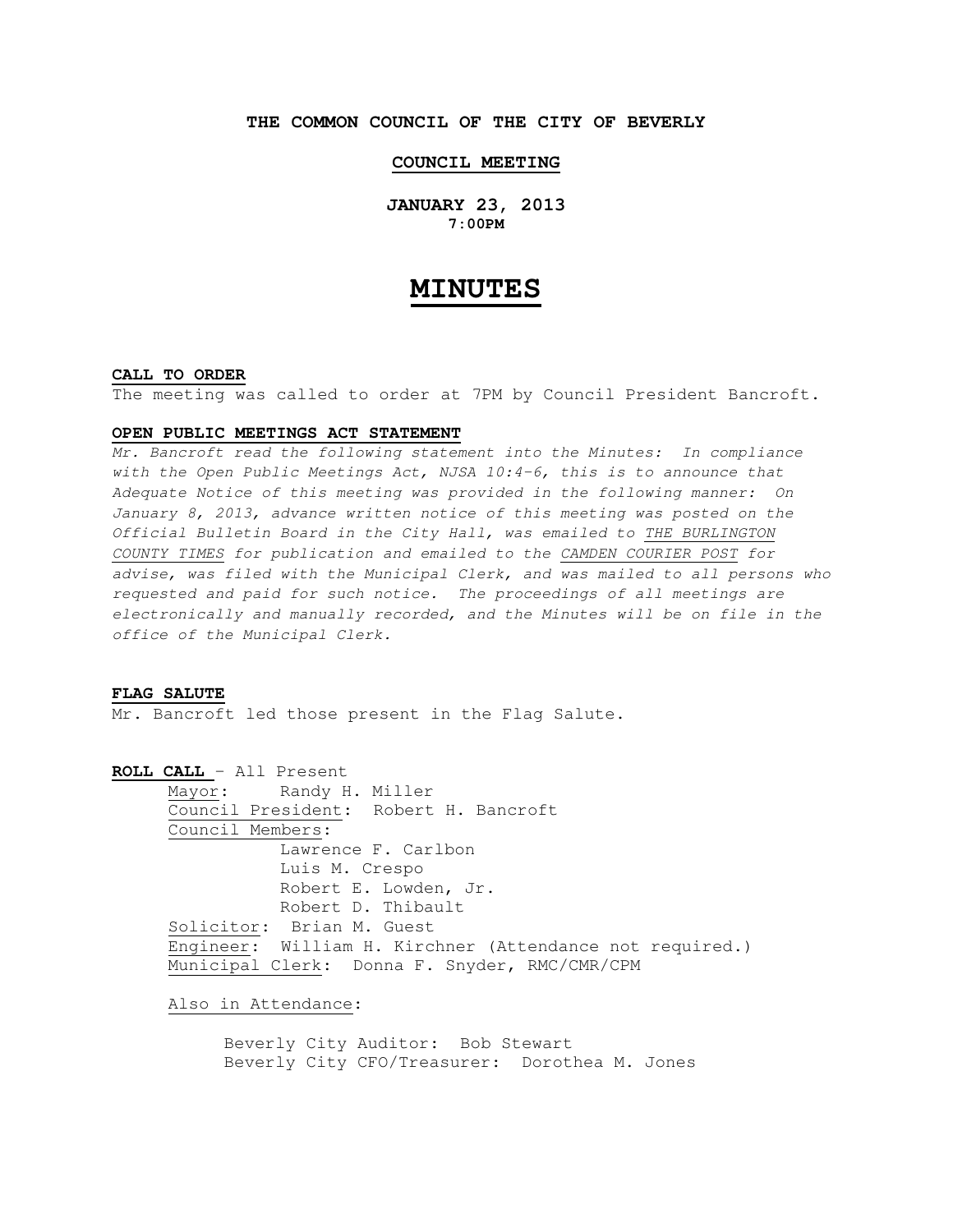**THE COMMON COUNCIL OF THE CITY OF BEVERLY**

**COUNCIL MEETING**

**JANUARY 23, 2013**
**7:00PM**

# MINUTES

**CALL TO ORDER**

The meeting was called to order at 7PM by Council President Bancroft.

**OPEN PUBLIC MEETINGS ACT STATEMENT**

*Mr. Bancroft read the following statement into the Minutes: In compliance with the Open Public Meetings Act, NJSA 10:4-6, this is to announce that Adequate Notice of this meeting was provided in the following manner: On January 8, 2013, advance written notice of this meeting was posted on the Official Bulletin Board in the City Hall, was emailed to THE BURLINGTON COUNTY TIMES for publication and emailed to the CAMDEN COURIER POST for advise, was filed with the Municipal Clerk, and was mailed to all persons who requested and paid for such notice. The proceedings of all meetings are electronically and manually recorded, and the Minutes will be on file in the office of the Municipal Clerk.*

**FLAG SALUTE**

Mr. Bancroft led those present in the Flag Salute.

**ROLL CALL** – All Present

Mayor: Randy H. Miller
Council President: Robert H. Bancroft
Council Members:
Lawrence F. Carlbon
Luis M. Crespo
Robert E. Lowden, Jr.
Robert D. Thibault
Solicitor: Brian M. Guest
Engineer: William H. Kirchner (Attendance not required.)
Municipal Clerk: Donna F. Snyder, RMC/CMR/CPM

Also in Attendance:

Beverly City Auditor: Bob Stewart
Beverly City CFO/Treasurer: Dorothea M. Jones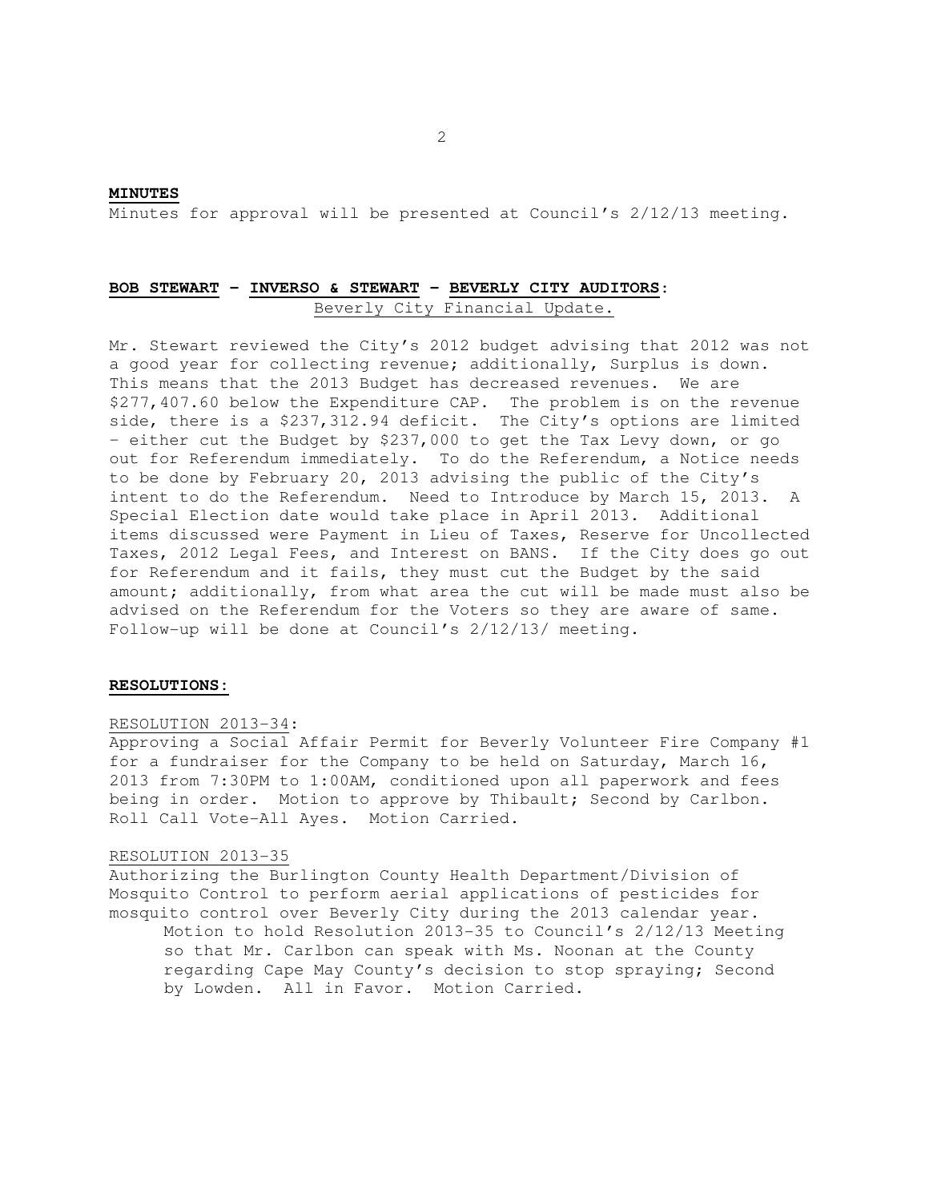**MINUTES**

Minutes for approval will be presented at Council's 2/12/13 meeting.

**BOB STEWART – INVERSO & STEWART – BEVERLY CITY AUDITORS:**
Beverly City Financial Update.

Mr. Stewart reviewed the City's 2012 budget advising that 2012 was not a good year for collecting revenue; additionally, Surplus is down. This means that the 2013 Budget has decreased revenues. We are $277,407.60 below the Expenditure CAP. The problem is on the revenue side, there is a $237,312.94 deficit. The City's options are limited – either cut the Budget by $237,000 to get the Tax Levy down, or go out for Referendum immediately. To do the Referendum, a Notice needs to be done by February 20, 2013 advising the public of the City's intent to do the Referendum. Need to Introduce by March 15, 2013. A Special Election date would take place in April 2013. Additional items discussed were Payment in Lieu of Taxes, Reserve for Uncollected Taxes, 2012 Legal Fees, and Interest on BANS. If the City does go out for Referendum and it fails, they must cut the Budget by the said amount; additionally, from what area the cut will be made must also be advised on the Referendum for the Voters so they are aware of same. Follow-up will be done at Council's 2/12/13/ meeting.

**RESOLUTIONS:**

RESOLUTION 2013-34:
Approving a Social Affair Permit for Beverly Volunteer Fire Company #1 for a fundraiser for the Company to be held on Saturday, March 16, 2013 from 7:30PM to 1:00AM, conditioned upon all paperwork and fees being in order. Motion to approve by Thibault; Second by Carlbon. Roll Call Vote-All Ayes. Motion Carried.

RESOLUTION 2013-35
Authorizing the Burlington County Health Department/Division of Mosquito Control to perform aerial applications of pesticides for mosquito control over Beverly City during the 2013 calendar year.

Motion to hold Resolution 2013-35 to Council's 2/12/13 Meeting so that Mr. Carlbon can speak with Ms. Noonan at the County regarding Cape May County's decision to stop spraying; Second by Lowden. All in Favor. Motion Carried.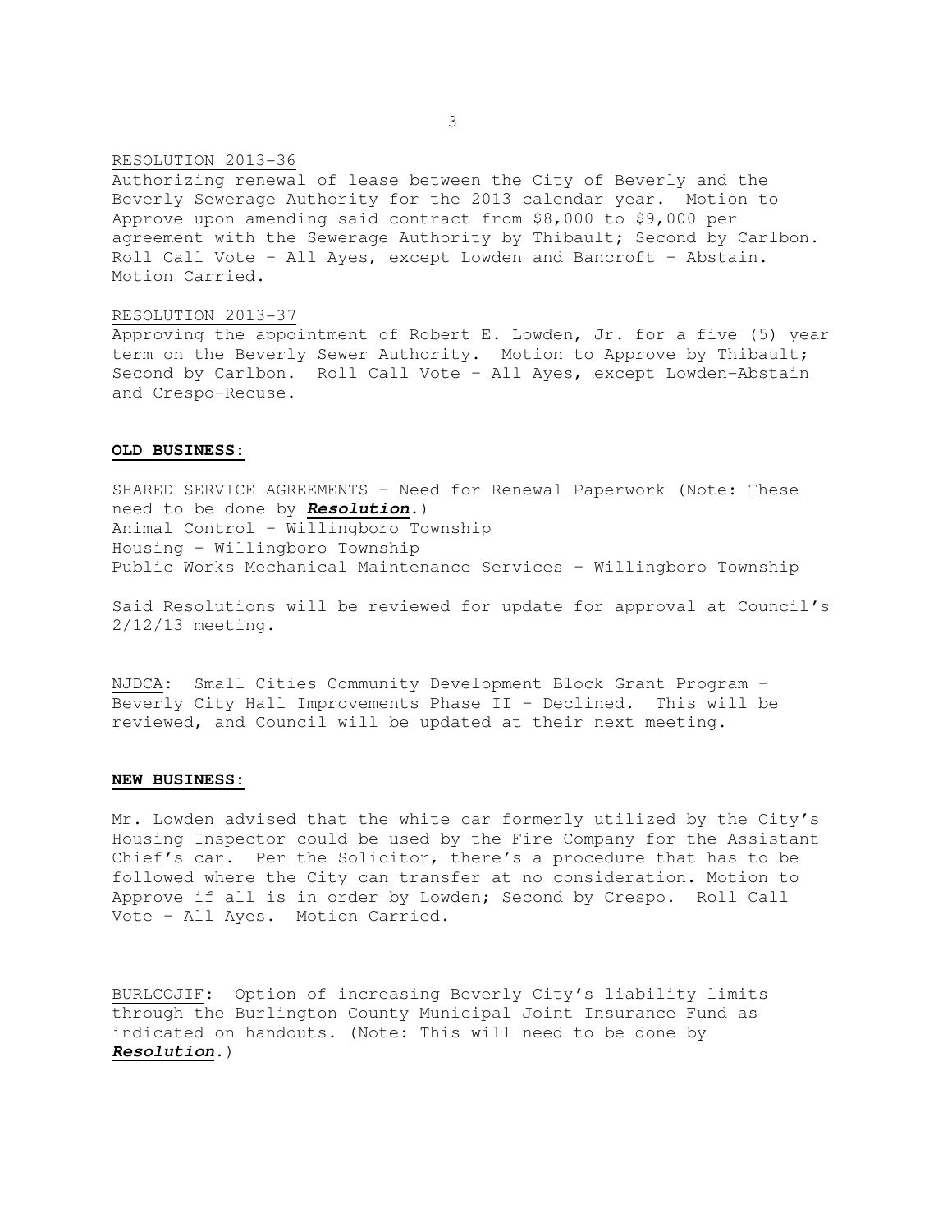RESOLUTION 2013-36

Authorizing renewal of lease between the City of Beverly and the Beverly Sewerage Authority for the 2013 calendar year. Motion to Approve upon amending said contract from $8,000 to $9,000 per agreement with the Sewerage Authority by Thibault; Second by Carlbon. Roll Call Vote – All Ayes, except Lowden and Bancroft – Abstain. Motion Carried.

RESOLUTION 2013-37

Approving the appointment of Robert E. Lowden, Jr. for a five (5) year term on the Beverly Sewer Authority. Motion to Approve by Thibault; Second by Carlbon. Roll Call Vote – All Ayes, except Lowden-Abstain and Crespo-Recuse.

**OLD BUSINESS:**

SHARED SERVICE AGREEMENTS – Need for Renewal Paperwork (Note: These need to be done by ***Resolution***.)
Animal Control – Willingboro Township
Housing – Willingboro Township
Public Works Mechanical Maintenance Services – Willingboro Township

Said Resolutions will be reviewed for update for approval at Council's 2/12/13 meeting.

NJDCA: Small Cities Community Development Block Grant Program – Beverly City Hall Improvements Phase II – Declined. This will be reviewed, and Council will be updated at their next meeting.

**NEW BUSINESS:**

Mr. Lowden advised that the white car formerly utilized by the City's Housing Inspector could be used by the Fire Company for the Assistant Chief's car. Per the Solicitor, there's a procedure that has to be followed where the City can transfer at no consideration. Motion to Approve if all is in order by Lowden; Second by Crespo. Roll Call Vote – All Ayes. Motion Carried.

BURLCOJIF: Option of increasing Beverly City's liability limits through the Burlington County Municipal Joint Insurance Fund as indicated on handouts. (Note: This will need to be done by ***Resolution***.)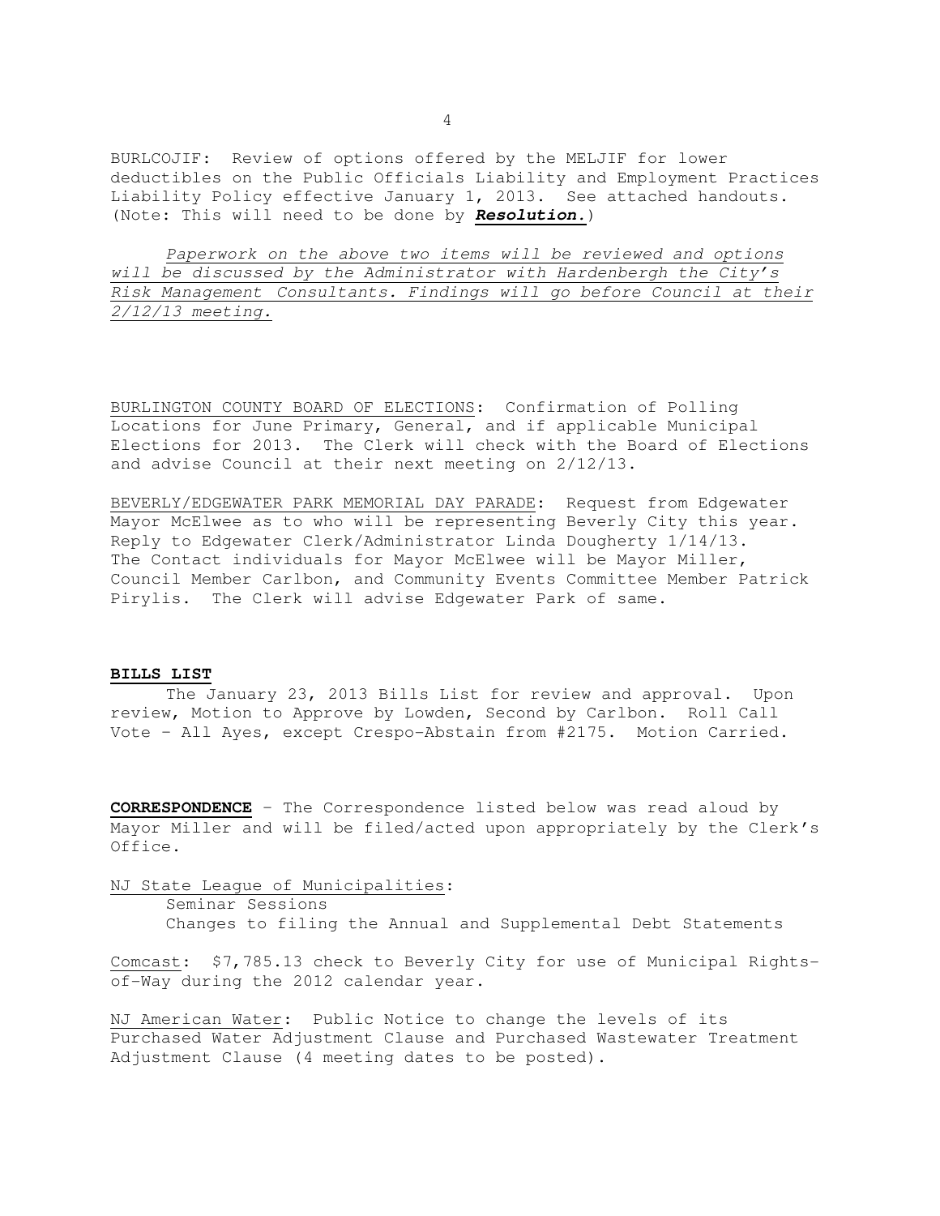BURLCOJIF: Review of options offered by the MELJIF for lower deductibles on the Public Officials Liability and Employment Practices Liability Policy effective January 1, 2013. See attached handouts. (Note: This will need to be done by ***Resolution.***)

<u>*Paperwork on the above two items will be reviewed and options will be discussed by the Administrator with Hardenbergh the City's Risk Management Consultants. Findings will go before Council at their 2/12/13 meeting.*</u>

<u>BURLINGTON COUNTY BOARD OF ELECTIONS</u>: Confirmation of Polling Locations for June Primary, General, and if applicable Municipal Elections for 2013. The Clerk will check with the Board of Elections and advise Council at their next meeting on 2/12/13.

<u>BEVERLY/EDGEWATER PARK MEMORIAL DAY PARADE</u>: Request from Edgewater Mayor McElwee as to who will be representing Beverly City this year. Reply to Edgewater Clerk/Administrator Linda Dougherty 1/14/13. The Contact individuals for Mayor McElwee will be Mayor Miller, Council Member Carlbon, and Community Events Committee Member Patrick Pirylis. The Clerk will advise Edgewater Park of same.

**BILLS LIST**

The January 23, 2013 Bills List for review and approval. Upon review, Motion to Approve by Lowden, Second by Carlbon. Roll Call Vote – All Ayes, except Crespo-Abstain from #2175. Motion Carried.

**CORRESPONDENCE** – The Correspondence listed below was read aloud by Mayor Miller and will be filed/acted upon appropriately by the Clerk's Office.

<u>NJ State League of Municipalities</u>:

Seminar Sessions

Changes to filing the Annual and Supplemental Debt Statements

<u>Comcast</u>: $7,785.13 check to Beverly City for use of Municipal Rights-of-Way during the 2012 calendar year.

<u>NJ American Water</u>: Public Notice to change the levels of its Purchased Water Adjustment Clause and Purchased Wastewater Treatment Adjustment Clause (4 meeting dates to be posted).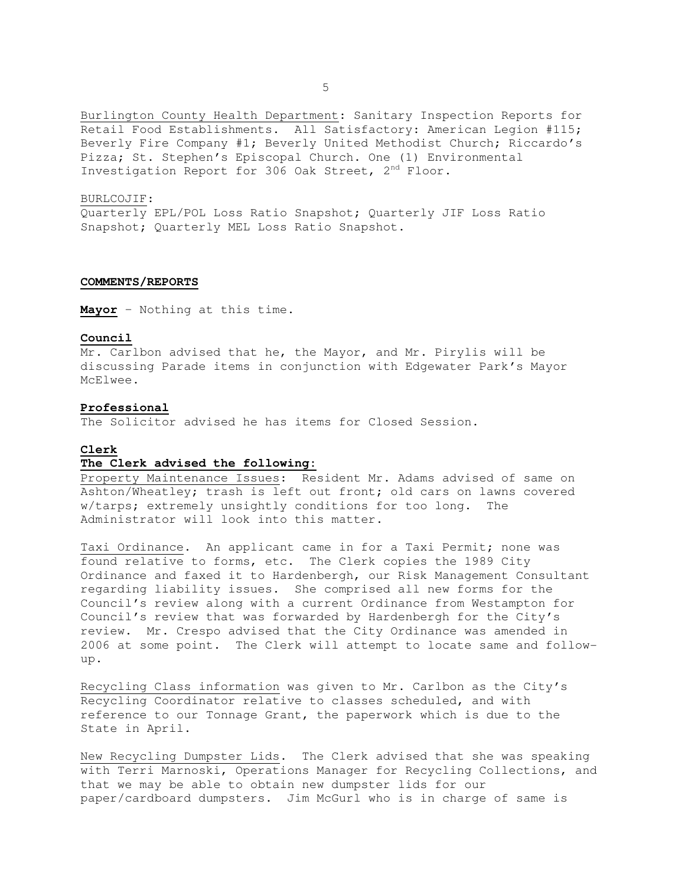Burlington County Health Department: Sanitary Inspection Reports for Retail Food Establishments. All Satisfactory: American Legion #115; Beverly Fire Company #1; Beverly United Methodist Church; Riccardo's Pizza; St. Stephen's Episcopal Church. One (1) Environmental Investigation Report for 306 Oak Street, 2nd Floor.

BURLCOJIF:
Quarterly EPL/POL Loss Ratio Snapshot; Quarterly JIF Loss Ratio Snapshot; Quarterly MEL Loss Ratio Snapshot.

**COMMENTS/REPORTS**

**Mayor** – Nothing at this time.

**Council**
Mr. Carlbon advised that he, the Mayor, and Mr. Pirylis will be discussing Parade items in conjunction with Edgewater Park's Mayor McElwee.

**Professional**
The Solicitor advised he has items for Closed Session.

**Clerk**
**The Clerk advised the following:**
Property Maintenance Issues: Resident Mr. Adams advised of same on Ashton/Wheatley; trash is left out front; old cars on lawns covered w/tarps; extremely unsightly conditions for too long. The Administrator will look into this matter.

Taxi Ordinance. An applicant came in for a Taxi Permit; none was found relative to forms, etc. The Clerk copies the 1989 City Ordinance and faxed it to Hardenbergh, our Risk Management Consultant regarding liability issues. She comprised all new forms for the Council's review along with a current Ordinance from Westampton for Council's review that was forwarded by Hardenbergh for the City's review. Mr. Crespo advised that the City Ordinance was amended in 2006 at some point. The Clerk will attempt to locate same and follow-up.

Recycling Class information was given to Mr. Carlbon as the City's Recycling Coordinator relative to classes scheduled, and with reference to our Tonnage Grant, the paperwork which is due to the State in April.

New Recycling Dumpster Lids. The Clerk advised that she was speaking with Terri Marnoski, Operations Manager for Recycling Collections, and that we may be able to obtain new dumpster lids for our paper/cardboard dumpsters. Jim McGurl who is in charge of same is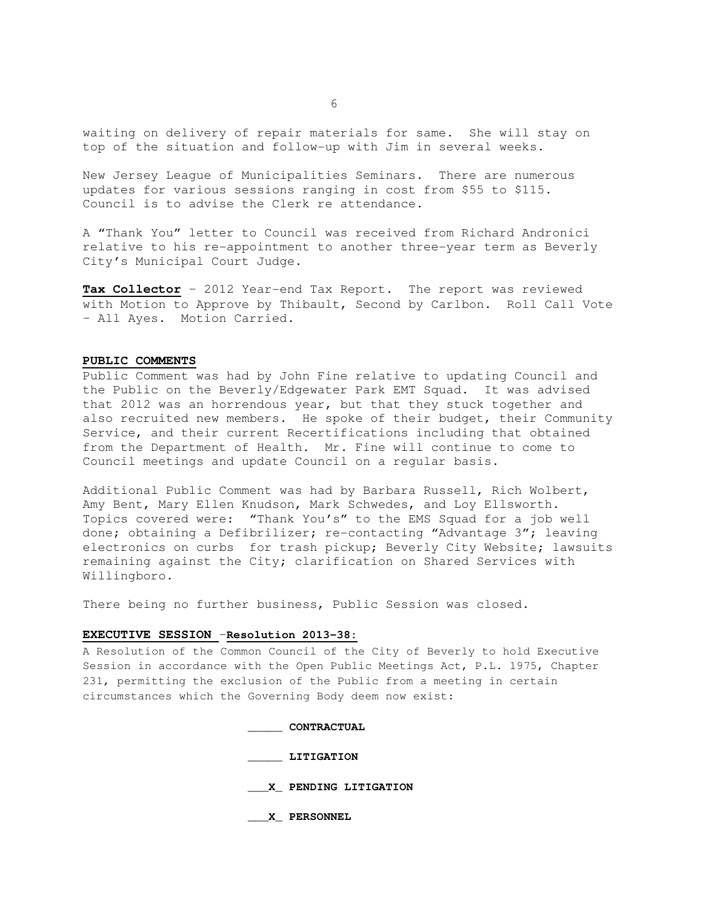waiting on delivery of repair materials for same. She will stay on top of the situation and follow-up with Jim in several weeks.

New Jersey League of Municipalities Seminars. There are numerous updates for various sessions ranging in cost from $55 to $115. Council is to advise the Clerk re attendance.

A "Thank You" letter to Council was received from Richard Andronici relative to his re-appointment to another three-year term as Beverly City's Municipal Court Judge.

**Tax Collector** – 2012 Year-end Tax Report. The report was reviewed with Motion to Approve by Thibault, Second by Carlbon. Roll Call Vote – All Ayes. Motion Carried.

**PUBLIC COMMENTS**

Public Comment was had by John Fine relative to updating Council and the Public on the Beverly/Edgewater Park EMT Squad. It was advised that 2012 was an horrendous year, but that they stuck together and also recruited new members. He spoke of their budget, their Community Service, and their current Recertifications including that obtained from the Department of Health. Mr. Fine will continue to come to Council meetings and update Council on a regular basis.

Additional Public Comment was had by Barbara Russell, Rich Wolbert, Amy Bent, Mary Ellen Knudson, Mark Schwedes, and Loy Ellsworth. Topics covered were: "Thank You's" to the EMS Squad for a job well done; obtaining a Defibrilizer; re-contacting "Advantage 3"; leaving electronics on curbs for trash pickup; Beverly City Website; lawsuits remaining against the City; clarification on Shared Services with Willingboro.

There being no further business, Public Session was closed.

**EXECUTIVE SESSION –Resolution 2013-38:**

A Resolution of the Common Council of the City of Beverly to hold Executive Session in accordance with the Open Public Meetings Act, P.L. 1975, Chapter 231, permitting the exclusion of the Public from a meeting in certain circumstances which the Governing Body deem now exist:

_____ **CONTRACTUAL**

_____ **LITIGATION**

___X_ **PENDING LITIGATION**

___X_ **PERSONNEL**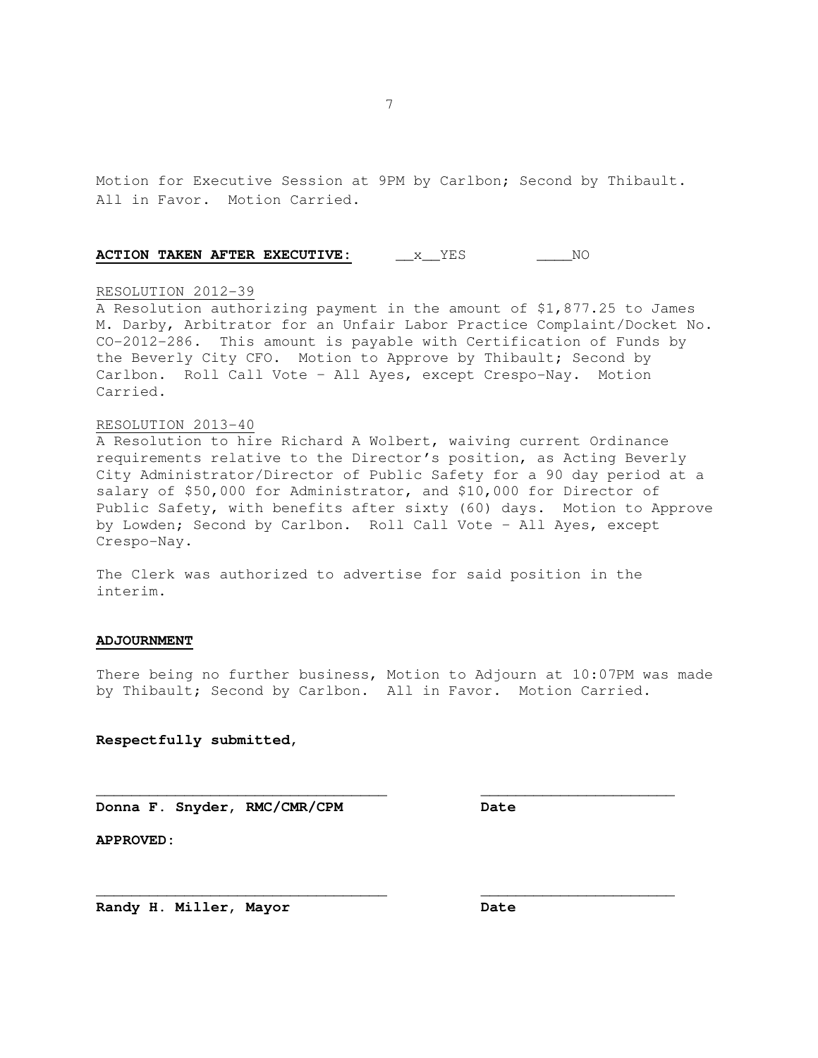Motion for Executive Session at 9PM by Carlbon; Second by Thibault. All in Favor. Motion Carried.

**ACTION TAKEN AFTER EXECUTIVE:** __x__YES ____NO

RESOLUTION 2012-39

A Resolution authorizing payment in the amount of $1,877.25 to James M. Darby, Arbitrator for an Unfair Labor Practice Complaint/Docket No. CO-2012-286. This amount is payable with Certification of Funds by the Beverly City CFO. Motion to Approve by Thibault; Second by Carlbon. Roll Call Vote – All Ayes, except Crespo-Nay. Motion Carried.

RESOLUTION 2013-40

A Resolution to hire Richard A Wolbert, waiving current Ordinance requirements relative to the Director's position, as Acting Beverly City Administrator/Director of Public Safety for a 90 day period at a salary of $50,000 for Administrator, and $10,000 for Director of Public Safety, with benefits after sixty (60) days. Motion to Approve by Lowden; Second by Carlbon. Roll Call Vote – All Ayes, except Crespo-Nay.

The Clerk was authorized to advertise for said position in the interim.

**ADJOURNMENT**

There being no further business, Motion to Adjourn at 10:07PM was made by Thibault; Second by Carlbon. All in Favor. Motion Carried.

**Respectfully submitted,**

_________________________________ _____________________

**Donna F. Snyder, RMC/CMR/CPM** **Date**

**APPROVED:**

_________________________________ _____________________

**Randy H. Miller, Mayor** **Date**